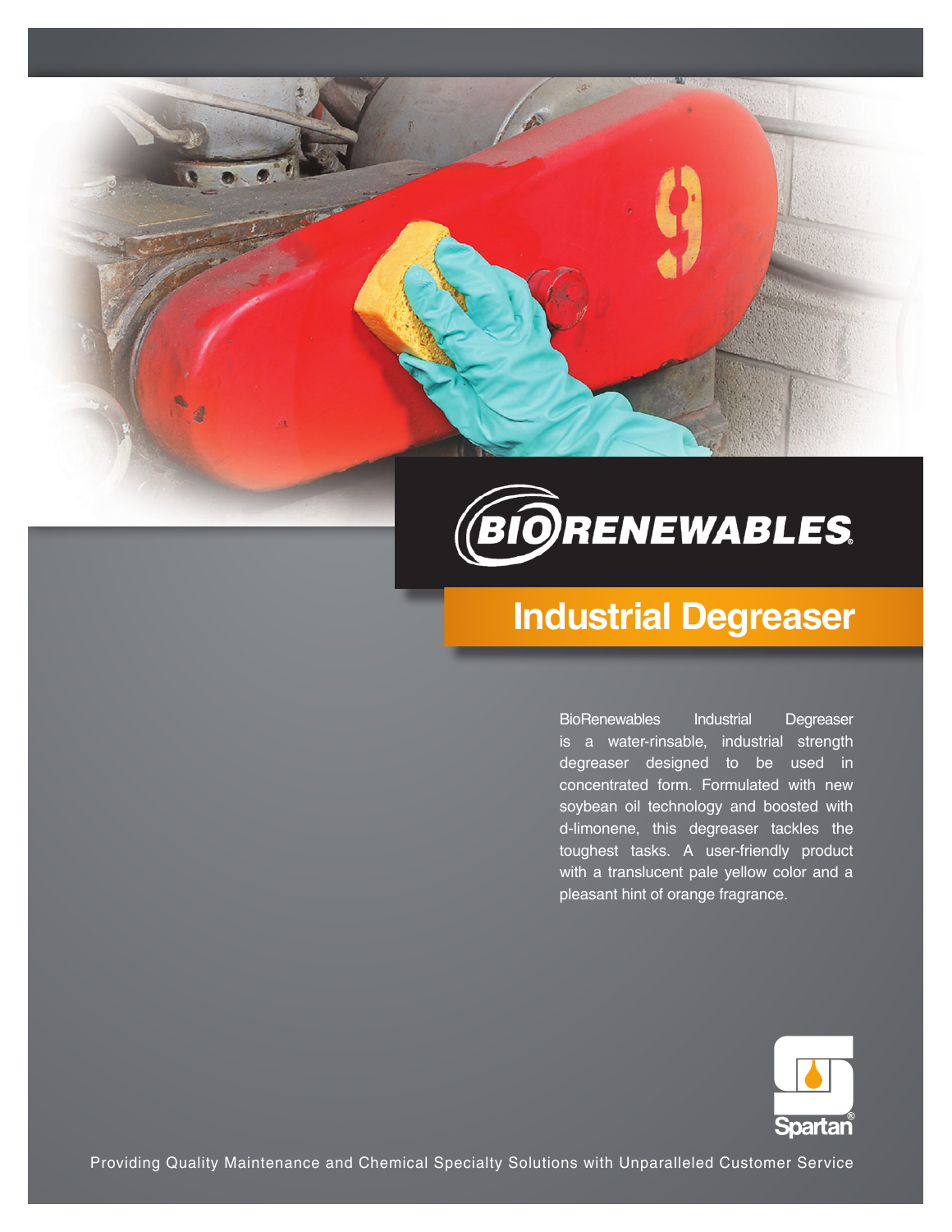# BIORENEWABLES®

## Industrial Degreaser

BioRenewables Industrial Degreaser is a water-rinsable, industrial strength degreaser designed to be used in concentrated form. Formulated with new soybean oil technology and boosted with d-limonene, this degreaser tackles the toughest tasks. A user-friendly product with a translucent pale yellow color and a pleasant hint of orange fragrance.

Spartan®

Providing Quality Maintenance and Chemical Specialty Solutions with Unparalleled Customer Service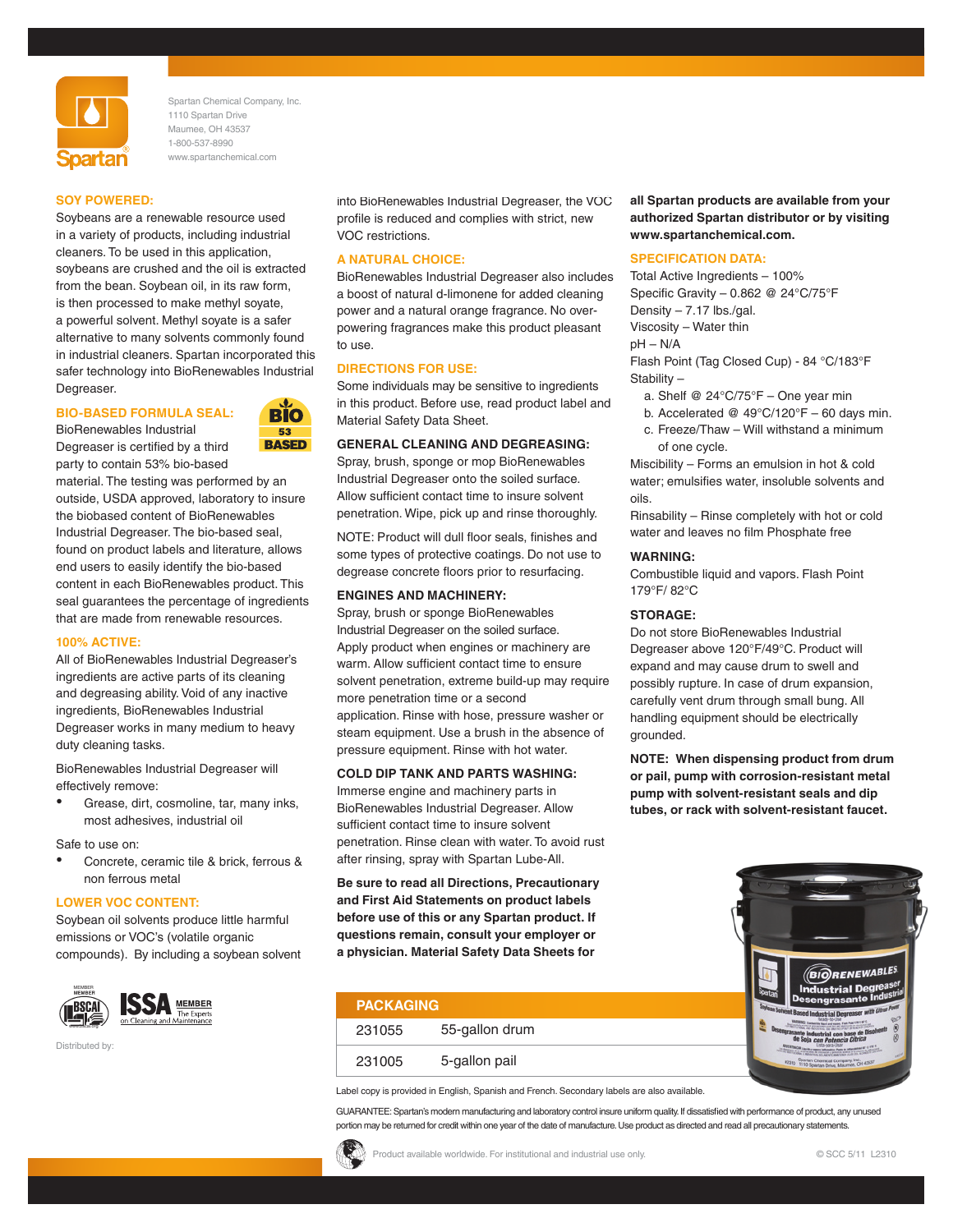Spartan Chemical Company, Inc.
1110 Spartan Drive
Maumee, OH 43537
1-800-537-8990
www.spartanchemical.com

## SOY POWERED:

Soybeans are a renewable resource used in a variety of products, including industrial cleaners. To be used in this application, soybeans are crushed and the oil is extracted from the bean. Soybean oil, in its raw form, is then processed to make methyl soyate, a powerful solvent. Methyl soyate is a safer alternative to many solvents commonly found in industrial cleaners. Spartan incorporated this safer technology into BioRenewables Industrial Degreaser.

## BIO-BASED FORMULA SEAL:

BIO 53 BASED

BioRenewables Industrial Degreaser is certified by a third party to contain 53% bio-based material. The testing was performed by an outside, USDA approved, laboratory to insure the biobased content of BioRenewables Industrial Degreaser. The bio-based seal, found on product labels and literature, allows end users to easily identify the bio-based content in each BioRenewables product. This seal guarantees the percentage of ingredients that are made from renewable resources.

## 100% ACTIVE:

All of BioRenewables Industrial Degreaser's ingredients are active parts of its cleaning and degreasing ability. Void of any inactive ingredients, BioRenewables Industrial Degreaser works in many medium to heavy duty cleaning tasks.

BioRenewables Industrial Degreaser will effectively remove:

- Grease, dirt, cosmoline, tar, many inks, most adhesives, industrial oil

Safe to use on:

- Concrete, ceramic tile & brick, ferrous & non ferrous metal

## LOWER VOC CONTENT:

Soybean oil solvents produce little harmful emissions or VOC's (volatile organic compounds). By including a soybean solvent into BioRenewables Industrial Degreaser, the VOC profile is reduced and complies with strict, new VOC restrictions.

## A NATURAL CHOICE:

BioRenewables Industrial Degreaser also includes a boost of natural d-limonene for added cleaning power and a natural orange fragrance. No over-powering fragrances make this product pleasant to use.

## DIRECTIONS FOR USE:

Some individuals may be sensitive to ingredients in this product. Before use, read product label and Material Safety Data Sheet.

### GENERAL CLEANING AND DEGREASING:

Spray, brush, sponge or mop BioRenewables Industrial Degreaser onto the soiled surface. Allow sufficient contact time to insure solvent penetration. Wipe, pick up and rinse thoroughly.

NOTE: Product will dull floor seals, finishes and some types of protective coatings. Do not use to degrease concrete floors prior to resurfacing.

### ENGINES AND MACHINERY:

Spray, brush or sponge BioRenewables Industrial Degreaser on the soiled surface. Apply product when engines or machinery are warm. Allow sufficient contact time to ensure solvent penetration, extreme build-up may require more penetration time or a second application. Rinse with hose, pressure washer or steam equipment. Use a brush in the absence of pressure equipment. Rinse with hot water.

### COLD DIP TANK AND PARTS WASHING:

Immerse engine and machinery parts in BioRenewables Industrial Degreaser. Allow sufficient contact time to insure solvent penetration. Rinse clean with water. To avoid rust after rinsing, spray with Spartan Lube-All.

**Be sure to read all Directions, Precautionary and First Aid Statements on product labels before use of this or any Spartan product. If questions remain, consult your employer or a physician. Material Safety Data Sheets for all Spartan products are available from your authorized Spartan distributor or by visiting www.spartanchemical.com.**

## SPECIFICATION DATA:

Total Active Ingredients – 100%
Specific Gravity – 0.862 @ 24°C/75°F
Density – 7.17 lbs./gal.
Viscosity – Water thin
pH – N/A
Flash Point (Tag Closed Cup) - 84 °C/183°F
Stability –

a. Shelf @ 24°C/75°F – One year min
b. Accelerated @ 49°C/120°F – 60 days min.
c. Freeze/Thaw – Will withstand a minimum of one cycle.

Miscibility – Forms an emulsion in hot & cold water; emulsifies water, insoluble solvents and oils.
Rinsability – Rinse completely with hot or cold water and leaves no film Phosphate free

### WARNING:

Combustible liquid and vapors. Flash Point 179°F/ 82°C

### STORAGE:

Do not store BioRenewables Industrial Degreaser above 120°F/49°C. Product will expand and may cause drum to swell and possibly rupture. In case of drum expansion, carefully vent drum through small bung. All handling equipment should be electrically grounded.

**NOTE: When dispensing product from drum or pail, pump with corrosion-resistant metal pump with solvent-resistant seals and dip tubes, or rack with solvent-resistant faucet.**

## PACKAGING

| | |
|---|---|
| 231055 | 55-gallon drum |
| 231005 | 5-gallon pail |

Label copy is provided in English, Spanish and French. Secondary labels are also available.

GUARANTEE: Spartan's modern manufacturing and laboratory control insure uniform quality. If dissatisfied with performance of product, any unused portion may be returned for credit within one year of the date of manufacture. Use product as directed and read all precautionary statements.

Product available worldwide. For institutional and industrial use only.

© SCC 5/11 L2310

MEMBER BSCAI

ISSA MEMBER The Experts on Cleaning and Maintenance

Distributed by: